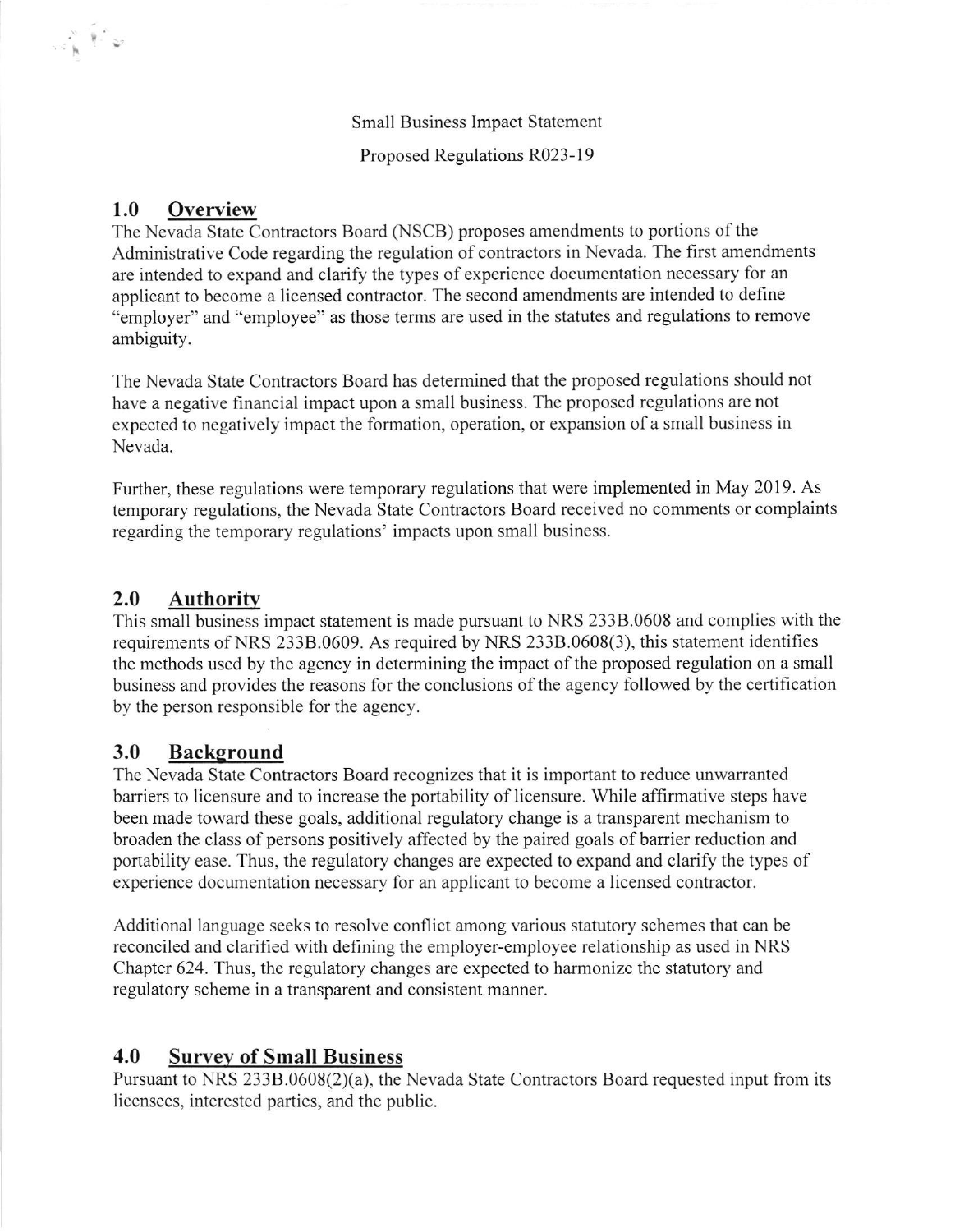Small Business Impact Statement

Proposed Regulations R023-19

## 1.0 Overview

The Nevada State Contractors Board (NSCB) proposes amendments to portions of the Administrative Code regarding the regulation of contractors in Nevada. The first amendments are intended to expand and clarify the types of experience documentation necessary for an applicant to become a licensed contractor. The second amendments are intended to define "employer" and "employee" as those terms are used in the statutes and regulations to remove ambiguity.

The Nevada State Contractors Board has determined that the proposed regulations should not have a negative financial impact upon a small business. The proposed regulations are not expected to negatively impact the formation, operation, or expansion of a small business in Nevada.

Further, these regulations were temporary regulations that were implemented in May 2019. As temporary regulations, the Nevada State Contractors Board received no comments or complaints regarding the temporary regulations' impacts upon small business.

## 2.0 Authority

This small business impact statement is made pursuant to NRS 233B.0608 and complies with the requirements of NRS 233B.0609. As required by NRS 233B.0608(3), this statement identifies the methods used by the agency in determining the impact of the proposed regulation on a small business and provides the reasons for the conclusions of the agency followed by the certification by the person responsible for the agency.

## 3.0 Background

The Nevada State Contractors Board recognizes that it is important to reduce unwarranted barriers to licensure and to increase the portability of licensure. While affirmative steps have been made toward these goals, additional regulatory change is a transparent mechanism to broaden the class of persons positively affected by the paired goals of barrier reduction and portability ease. Thus, the regulatory changes are expected to expand and clarify the types of experience documentation necessary for an applicant to become a licensed contractor.

Additional language seeks to resolve conflict among various statutory schemes that can be reconciled and clarified with defining the employer-employee relationship as used in NRS Chapter 624. Thus, the regulatory changes are expected to harmonize the statutory and regulatory scheme in a transparent and consistent manner.

## 4.0 Survey of Small Business

Pursuant to NRS 233B.0608(2)(a), the Nevada State Contractors Board requested input from its licensees, interested parties, and the public.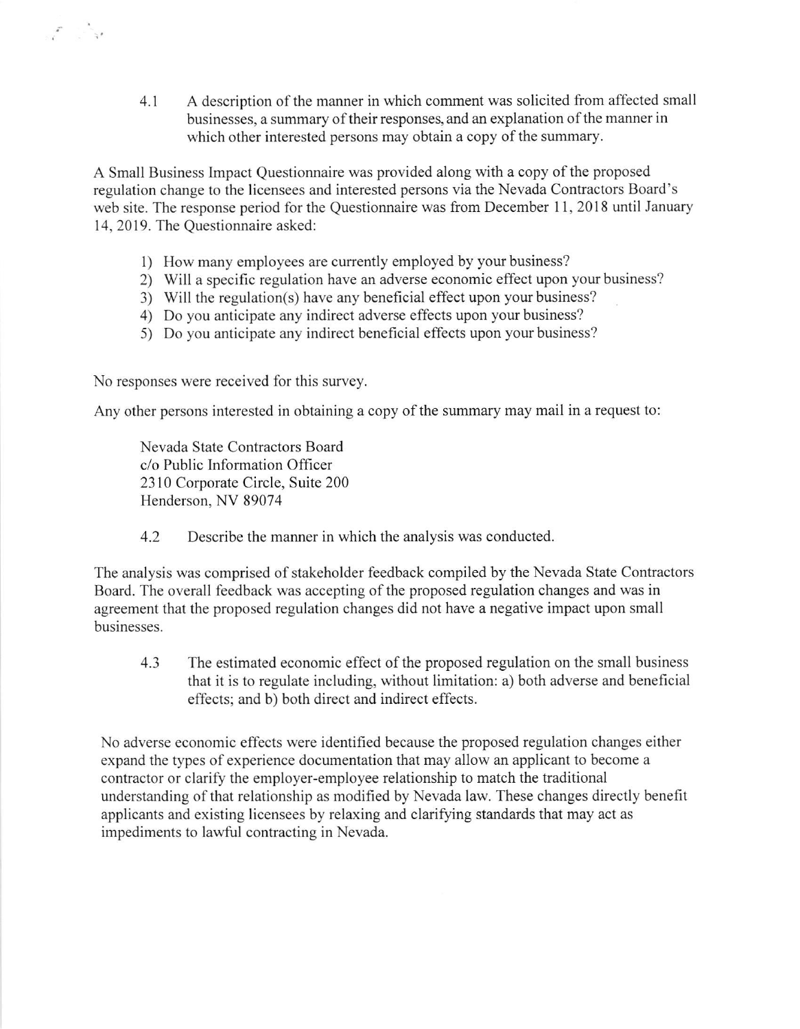4.1 A description of the manner in which comment was solicited from affected small businesses, a summary of their responses, and an explanation of the manner in which other interested persons may obtain a copy of the summary.

A Small Business Impact Questionnaire was provided along with a copy of the proposed regulation change to the licensees and interested persons via the Nevada Contractors Board's web site. The response period for the Questionnaire was from December 11, 2018 until January 14, 2019. The Questionnaire asked:

1) How many employees are currently employed by your business?
2) Will a specific regulation have an adverse economic effect upon your business?
3) Will the regulation(s) have any beneficial effect upon your business?
4) Do you anticipate any indirect adverse effects upon your business?
5) Do you anticipate any indirect beneficial effects upon your business?

No responses were received for this survey.

Any other persons interested in obtaining a copy of the summary may mail in a request to:

Nevada State Contractors Board
c/o Public Information Officer
2310 Corporate Circle, Suite 200
Henderson, NV 89074

4.2 Describe the manner in which the analysis was conducted.

The analysis was comprised of stakeholder feedback compiled by the Nevada State Contractors Board. The overall feedback was accepting of the proposed regulation changes and was in agreement that the proposed regulation changes did not have a negative impact upon small businesses.

4.3 The estimated economic effect of the proposed regulation on the small business that it is to regulate including, without limitation: a) both adverse and beneficial effects; and b) both direct and indirect effects.

No adverse economic effects were identified because the proposed regulation changes either expand the types of experience documentation that may allow an applicant to become a contractor or clarify the employer-employee relationship to match the traditional understanding of that relationship as modified by Nevada law. These changes directly benefit applicants and existing licensees by relaxing and clarifying standards that may act as impediments to lawful contracting in Nevada.